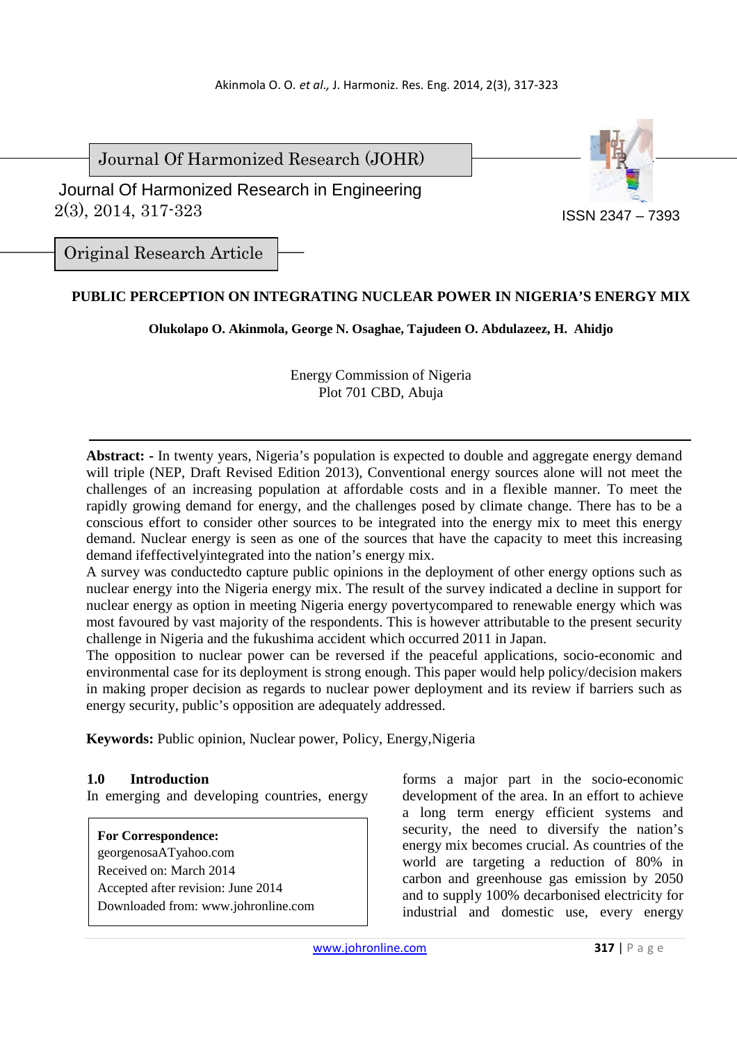Journal Of Harmonized Research (JOHR)

Journal Of Harmonized Research in Engineering

ISSN 2347 – 7393

Original Research Article

# PUBLIC PERCEPTION ON INTEGRATING NUCLEAR POWER IN NIGERIA'S ENERGY MIX

**Olukolapo O. Akinmola, George N. Osaghae, Tajudeen O. Abdulazeez, H. Ahidjo**

Energy Commission of Nigeria
Plot 701 CBD, Abuja

**Abstract: -** In twenty years, Nigeria's population is expected to double and aggregate energy demand will triple (NEP, Draft Revised Edition 2013), Conventional energy sources alone will not meet the challenges of an increasing population at affordable costs and in a flexible manner. To meet the rapidly growing demand for energy, and the challenges posed by climate change. There has to be a conscious effort to consider other sources to be integrated into the energy mix to meet this energy demand. Nuclear energy is seen as one of the sources that have the capacity to meet this increasing demand ifeffectivelyintegrated into the nation's energy mix.

A survey was conductedto capture public opinions in the deployment of other energy options such as nuclear energy into the Nigeria energy mix. The result of the survey indicated a decline in support for nuclear energy as option in meeting Nigeria energy povertycompared to renewable energy which was most favoured by vast majority of the respondents. This is however attributable to the present security challenge in Nigeria and the fukushima accident which occurred 2011 in Japan.

The opposition to nuclear power can be reversed if the peaceful applications, socio-economic and environmental case for its deployment is strong enough. This paper would help policy/decision makers in making proper decision as regards to nuclear power deployment and its review if barriers such as energy security, public's opposition are adequately addressed.

**Keywords:** Public opinion, Nuclear power, Policy, Energy,Nigeria

## 1.0 Introduction

In emerging and developing countries, energy forms a major part in the socio-economic development of the area. In an effort to achieve a long term energy efficient systems and security, the need to diversify the nation's energy mix becomes crucial. As countries of the world are targeting a reduction of 80% in carbon and greenhouse gas emission by 2050 and to supply 100% decarbonised electricity for industrial and domestic use, every energy

**For Correspondence:**
georgenosaATyahoo.com
Received on: March 2014
Accepted after revision: June 2014
Downloaded from: www.johronline.com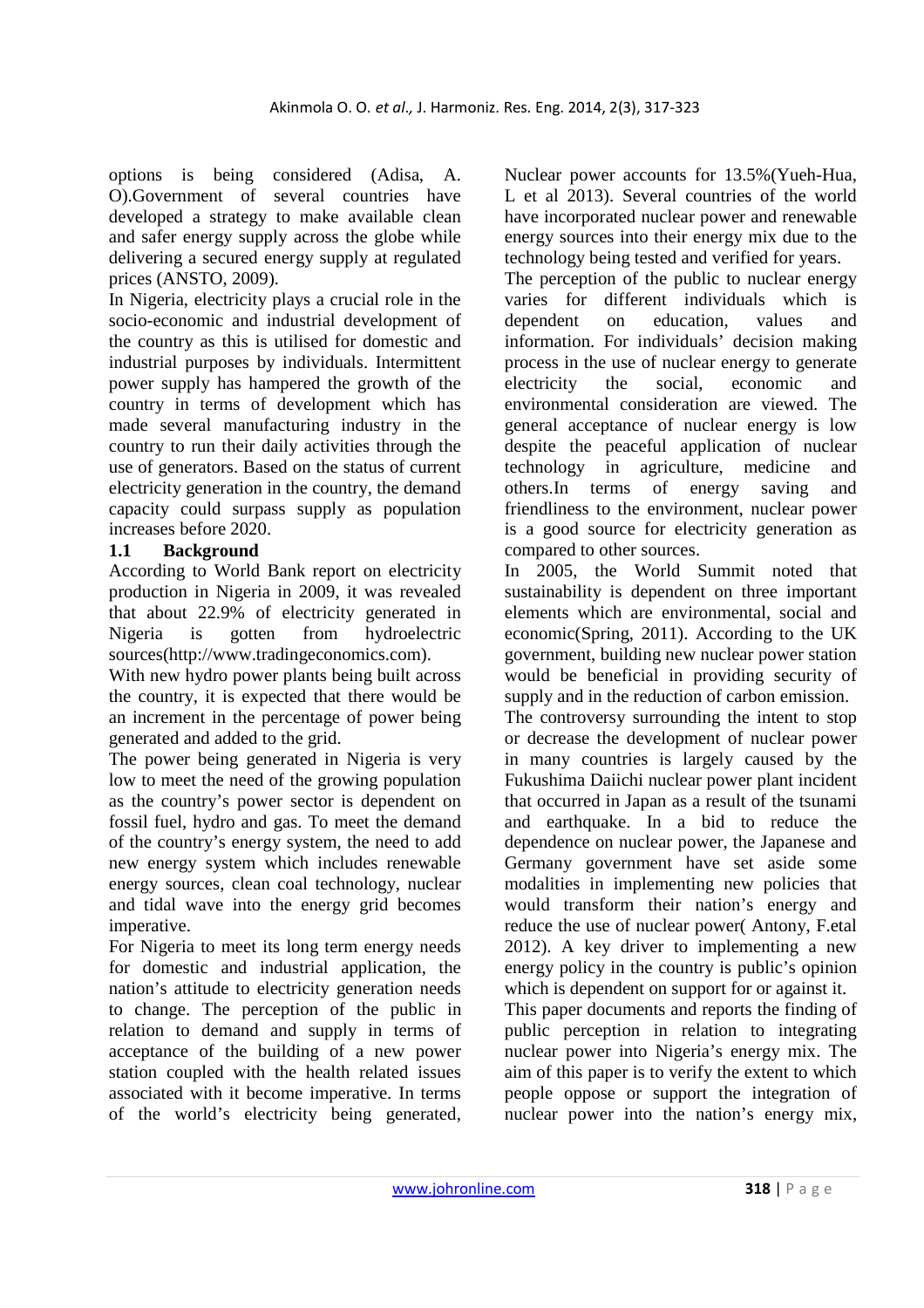options is being considered (Adisa, A. O).Government of several countries have developed a strategy to make available clean and safer energy supply across the globe while delivering a secured energy supply at regulated prices (ANSTO, 2009).

In Nigeria, electricity plays a crucial role in the socio-economic and industrial development of the country as this is utilised for domestic and industrial purposes by individuals. Intermittent power supply has hampered the growth of the country in terms of development which has made several manufacturing industry in the country to run their daily activities through the use of generators. Based on the status of current electricity generation in the country, the demand capacity could surpass supply as population increases before 2020.

### 1.1 Background

According to World Bank report on electricity production in Nigeria in 2009, it was revealed that about 22.9% of electricity generated in Nigeria is gotten from hydroelectric sources(http://www.tradingeconomics.com).

With new hydro power plants being built across the country, it is expected that there would be an increment in the percentage of power being generated and added to the grid.

The power being generated in Nigeria is very low to meet the need of the growing population as the country's power sector is dependent on fossil fuel, hydro and gas. To meet the demand of the country's energy system, the need to add new energy system which includes renewable energy sources, clean coal technology, nuclear and tidal wave into the energy grid becomes imperative.

For Nigeria to meet its long term energy needs for domestic and industrial application, the nation's attitude to electricity generation needs to change. The perception of the public in relation to demand and supply in terms of acceptance of the building of a new power station coupled with the health related issues associated with it become imperative. In terms of the world's electricity being generated, Nuclear power accounts for 13.5%(Yueh-Hua, L et al 2013). Several countries of the world have incorporated nuclear power and renewable energy sources into their energy mix due to the technology being tested and verified for years.

The perception of the public to nuclear energy varies for different individuals which is dependent on education, values and information. For individuals' decision making process in the use of nuclear energy to generate electricity the social, economic and environmental consideration are viewed. The general acceptance of nuclear energy is low despite the peaceful application of nuclear technology in agriculture, medicine and others.In terms of energy saving and friendliness to the environment, nuclear power is a good source for electricity generation as compared to other sources.

In 2005, the World Summit noted that sustainability is dependent on three important elements which are environmental, social and economic(Spring, 2011). According to the UK government, building new nuclear power station would be beneficial in providing security of supply and in the reduction of carbon emission.

The controversy surrounding the intent to stop or decrease the development of nuclear power in many countries is largely caused by the Fukushima Daiichi nuclear power plant incident that occurred in Japan as a result of the tsunami and earthquake. In a bid to reduce the dependence on nuclear power, the Japanese and Germany government have set aside some modalities in implementing new policies that would transform their nation's energy and reduce the use of nuclear power( Antony, F.etal 2012). A key driver to implementing a new energy policy in the country is public's opinion which is dependent on support for or against it.

This paper documents and reports the finding of public perception in relation to integrating nuclear power into Nigeria's energy mix. The aim of this paper is to verify the extent to which people oppose or support the integration of nuclear power into the nation's energy mix,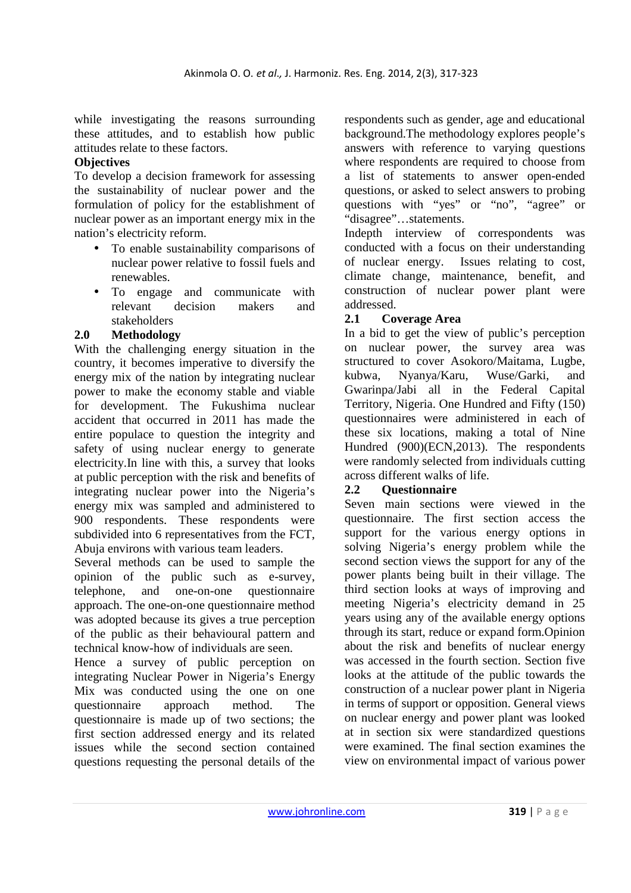while investigating the reasons surrounding these attitudes, and to establish how public attitudes relate to these factors.

**Objectives**

To develop a decision framework for assessing the sustainability of nuclear power and the formulation of policy for the establishment of nuclear power as an important energy mix in the nation's electricity reform.

- To enable sustainability comparisons of nuclear power relative to fossil fuels and renewables.
- To engage and communicate with relevant decision makers and stakeholders

## 2.0 Methodology

With the challenging energy situation in the country, it becomes imperative to diversify the energy mix of the nation by integrating nuclear power to make the economy stable and viable for development. The Fukushima nuclear accident that occurred in 2011 has made the entire populace to question the integrity and safety of using nuclear energy to generate electricity.In line with this, a survey that looks at public perception with the risk and benefits of integrating nuclear power into the Nigeria's energy mix was sampled and administered to 900 respondents. These respondents were subdivided into 6 representatives from the FCT, Abuja environs with various team leaders.

Several methods can be used to sample the opinion of the public such as e-survey, telephone, and one-on-one questionnaire approach. The one-on-one questionnaire method was adopted because its gives a true perception of the public as their behavioural pattern and technical know-how of individuals are seen.

Hence a survey of public perception on integrating Nuclear Power in Nigeria's Energy Mix was conducted using the one on one questionnaire approach method. The questionnaire is made up of two sections; the first section addressed energy and its related issues while the second section contained questions requesting the personal details of the respondents such as gender, age and educational background.The methodology explores people's answers with reference to varying questions where respondents are required to choose from a list of statements to answer open-ended questions, or asked to select answers to probing questions with "yes" or "no", "agree" or "disagree"…statements.

Indepth interview of correspondents was conducted with a focus on their understanding of nuclear energy. Issues relating to cost, climate change, maintenance, benefit, and construction of nuclear power plant were addressed.

### 2.1 Coverage Area

In a bid to get the view of public's perception on nuclear power, the survey area was structured to cover Asokoro/Maitama, Lugbe, kubwa, Nyanya/Karu, Wuse/Garki, and Gwarinpa/Jabi all in the Federal Capital Territory, Nigeria. One Hundred and Fifty (150) questionnaires were administered in each of these six locations, making a total of Nine Hundred (900)(ECN,2013). The respondents were randomly selected from individuals cutting across different walks of life.

### 2.2 Questionnaire

Seven main sections were viewed in the questionnaire. The first section access the support for the various energy options in solving Nigeria's energy problem while the second section views the support for any of the power plants being built in their village. The third section looks at ways of improving and meeting Nigeria's electricity demand in 25 years using any of the available energy options through its start, reduce or expand form.Opinion about the risk and benefits of nuclear energy was accessed in the fourth section. Section five looks at the attitude of the public towards the construction of a nuclear power plant in Nigeria in terms of support or opposition. General views on nuclear energy and power plant was looked at in section six were standardized questions were examined. The final section examines the view on environmental impact of various power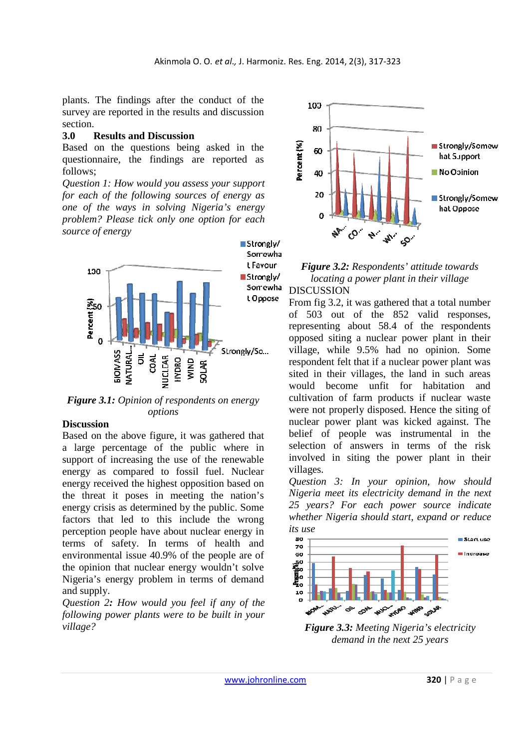plants. The findings after the conduct of the survey are reported in the results and discussion section.

## 3.0 Results and Discussion

Based on the questions being asked in the questionnaire, the findings are reported as follows;

*Question 1: How would you assess your support for each of the following sources of energy as one of the ways in solving Nigeria's energy problem? Please tick only one option for each source of energy*

***Figure 3.1:*** *Opinion of respondents on energy options*

**Discussion**

Based on the above figure, it was gathered that a large percentage of the public where in support of increasing the use of the renewable energy as compared to fossil fuel. Nuclear energy received the highest opposition based on the threat it poses in meeting the nation's energy crisis as determined by the public. Some factors that led to this include the wrong perception people have about nuclear energy in terms of safety. In terms of health and environmental issue 40.9% of the people are of the opinion that nuclear energy wouldn't solve Nigeria's energy problem in terms of demand and supply.

*Question 2**:** How would you feel if any of the following power plants were to be built in your village?*

***Figure 3.2:*** *Respondents' attitude towards locating a power plant in their village*

DISCUSSION

From fig 3.2, it was gathered that a total number of 503 out of the 852 valid responses, representing about 58.4 of the respondents opposed siting a nuclear power plant in their village, while 9.5% had no opinion. Some respondent felt that if a nuclear power plant was sited in their villages, the land in such areas would become unfit for habitation and cultivation of farm products if nuclear waste were not properly disposed. Hence the siting of nuclear power plant was kicked against. The belief of people was instrumental in the selection of answers in terms of the risk involved in siting the power plant in their villages.

*Question 3: In your opinion, how should Nigeria meet its electricity demand in the next 25 years? For each power source indicate whether Nigeria should start, expand or reduce its use*

***Figure 3.3:*** *Meeting Nigeria's electricity demand in the next 25 years*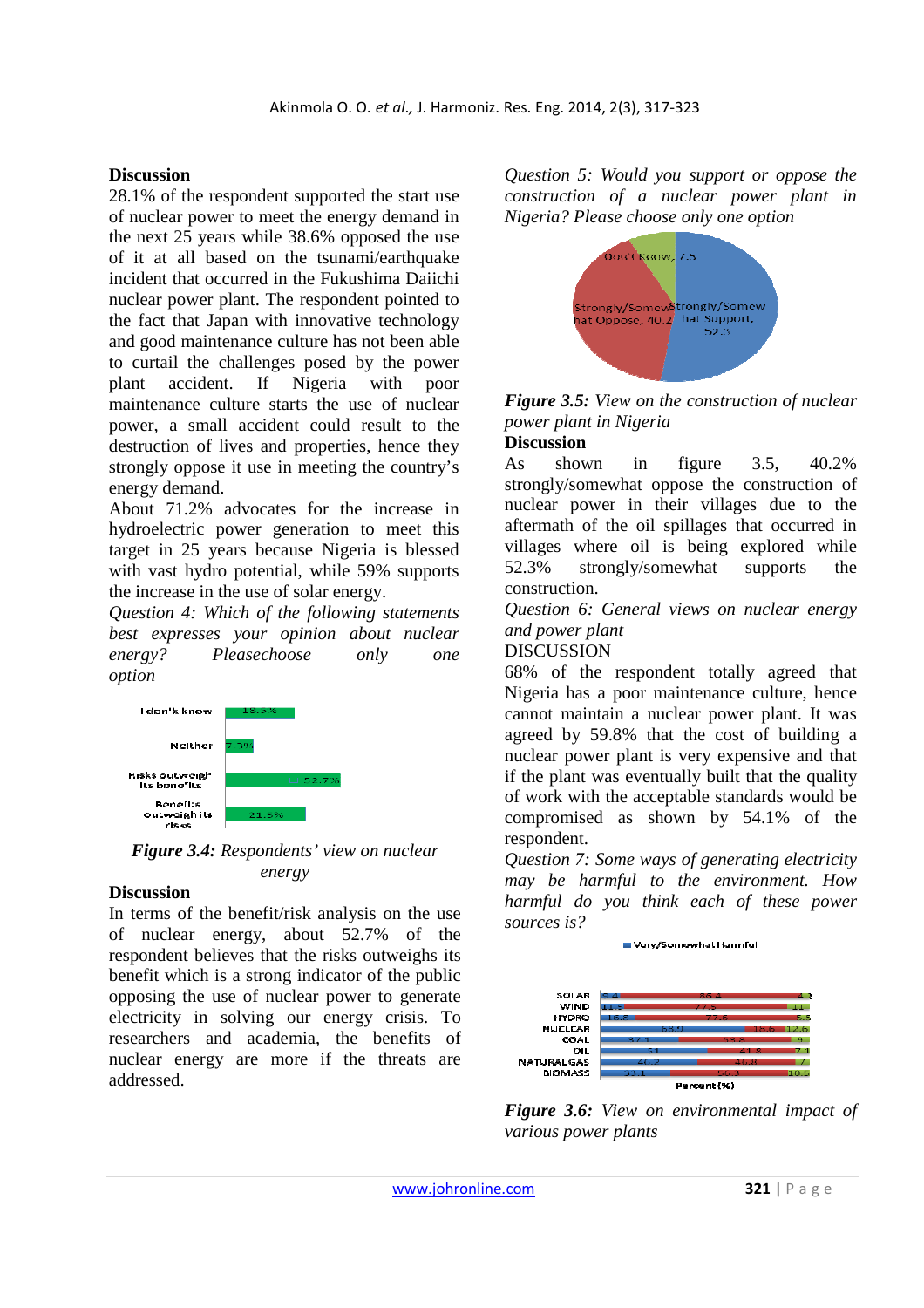**Discussion**

28.1% of the respondent supported the start use of nuclear power to meet the energy demand in the next 25 years while 38.6% opposed the use of it at all based on the tsunami/earthquake incident that occurred in the Fukushima Daiichi nuclear power plant. The respondent pointed to the fact that Japan with innovative technology and good maintenance culture has not been able to curtail the challenges posed by the power plant accident. If Nigeria with poor maintenance culture starts the use of nuclear power, a small accident could result to the destruction of lives and properties, hence they strongly oppose it use in meeting the country's energy demand.

About 71.2% advocates for the increase in hydroelectric power generation to meet this target in 25 years because Nigeria is blessed with vast hydro potential, while 59% supports the increase in the use of solar energy.

*Question 4: Which of the following statements best expresses your opinion about nuclear energy? Pleasechoose only one option*

| Option | % |
|---|---|
| I don't know | 18.5% |
| Neither | 7.3% |
| Risks outweigh its benefits | 52.7% |
| Benefits outweigh its risks | 21.5% |

***Figure 3.4:** Respondents' view on nuclear energy*

**Discussion**

In terms of the benefit/risk analysis on the use of nuclear energy, about 52.7% of the respondent believes that the risks outweighs its benefit which is a strong indicator of the public opposing the use of nuclear power to generate electricity in solving our energy crisis. To researchers and academia, the benefits of nuclear energy are more if the threats are addressed.

*Question 5: Would you support or oppose the construction of a nuclear power plant in Nigeria? Please choose only one option*

| Response | % |
|---|---|
| Don't Know | 7.5 |
| Strongly/Somewhat Oppose | 40.2 |
| Strongly/Somewhat Support | 52.3 |

***Figure 3.5:** View on the construction of nuclear power plant in Nigeria*

**Discussion**

As shown in figure 3.5, 40.2% strongly/somewhat oppose the construction of nuclear power in their villages due to the aftermath of the oil spillages that occurred in villages where oil is being explored while 52.3% strongly/somewhat supports the construction.

*Question 6: General views on nuclear energy and power plant*

DISCUSSION

68% of the respondent totally agreed that Nigeria has a poor maintenance culture, hence cannot maintain a nuclear power plant. It was agreed by 59.8% that the cost of building a nuclear power plant is very expensive and that if the plant was eventually built that the quality of work with the acceptable standards would be compromised as shown by 54.1% of the respondent.

*Question 7: Some ways of generating electricity may be harmful to the environment. How harmful do you think each of these power sources is?*

| Source | Very/Somewhat Harmful | | |
|---|---|---|---|
| SOLAR | 9.4 | 86.4 | 4.2 |
| WIND | 11.5 | 77.5 | 11 |
| HYDRO | 16.8 | 77.6 | 5.5 |
| NUCLEAR | 68.9 | 18.6 | 12.6 |
| COAL | 37.1 | 53.8 | 9 |
| OIL | 51 | 41.8 | 7.1 |
| NATURAL GAS | 46.2 | 46.8 | 7 |
| BIOMASS | 33.1 | 56.8 | 10.5 |

Percent (%)

***Figure 3.6:** View on environmental impact of various power plants*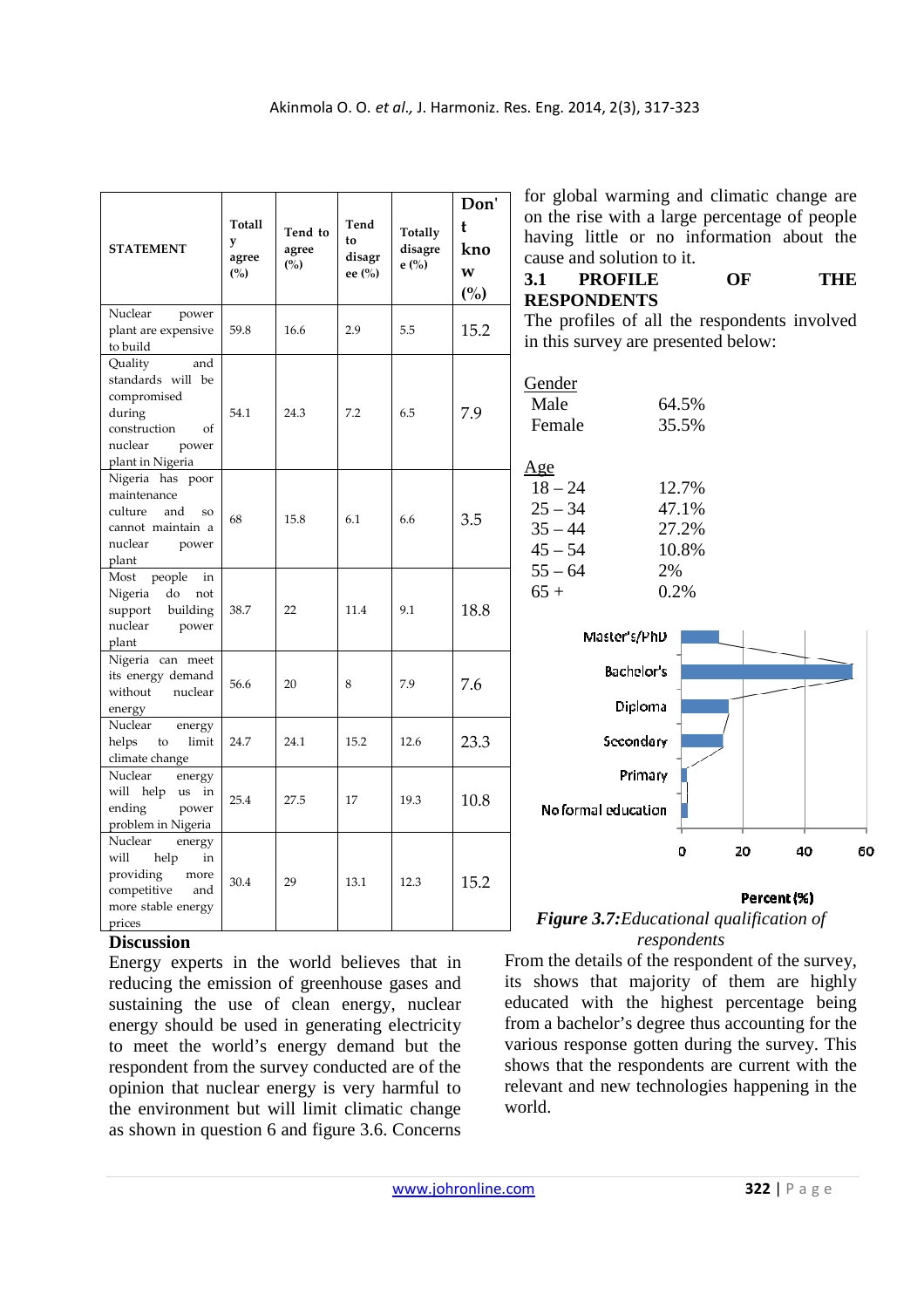| STATEMENT | Totally agree (%) | Tend to agree (%) | Tend to disagree (%) | Totally disagree (%) | Don't know (%) |
|---|---|---|---|---|---|
| Nuclear power plant are expensive to build | 59.8 | 16.6 | 2.9 | 5.5 | 15.2 |
| Quality and standards will be compromised during construction of nuclear power plant in Nigeria | 54.1 | 24.3 | 7.2 | 6.5 | 7.9 |
| Nigeria has poor maintenance culture and so cannot maintain a nuclear power plant | 68 | 15.8 | 6.1 | 6.6 | 3.5 |
| Most people in Nigeria do not support building nuclear power plant | 38.7 | 22 | 11.4 | 9.1 | 18.8 |
| Nigeria can meet its energy demand without nuclear energy | 56.6 | 20 | 8 | 7.9 | 7.6 |
| Nuclear energy helps to limit climate change | 24.7 | 24.1 | 15.2 | 12.6 | 23.3 |
| Nuclear energy will help us in ending power problem in Nigeria | 25.4 | 27.5 | 17 | 19.3 | 10.8 |
| Nuclear energy will help in providing more competitive and more stable energy prices | 30.4 | 29 | 13.1 | 12.3 | 15.2 |

**Discussion**

Energy experts in the world believes that in reducing the emission of greenhouse gases and sustaining the use of clean energy, nuclear energy should be used in generating electricity to meet the world's energy demand but the respondent from the survey conducted are of the opinion that nuclear energy is very harmful to the environment but will limit climatic change as shown in question 6 and figure 3.6. Concerns for global warming and climatic change are on the rise with a large percentage of people having little or no information about the cause and solution to it.

## 3.1 PROFILE OF THE RESPONDENTS

The profiles of all the respondents involved in this survey are presented below:

Gender

| | |
|---|---|
| Male | 64.5% |
| Female | 35.5% |

Age

| | |
|---|---|
| 18 – 24 | 12.7% |
| 25 – 34 | 47.1% |
| 35 – 44 | 27.2% |
| 45 – 54 | 10.8% |
| 55 – 64 | 2% |
| 65 + | 0.2% |

*Figure 3.7:Educational qualification of respondents*

From the details of the respondent of the survey, its shows that majority of them are highly educated with the highest percentage being from a bachelor's degree thus accounting for the various response gotten during the survey. This shows that the respondents are current with the relevant and new technologies happening in the world.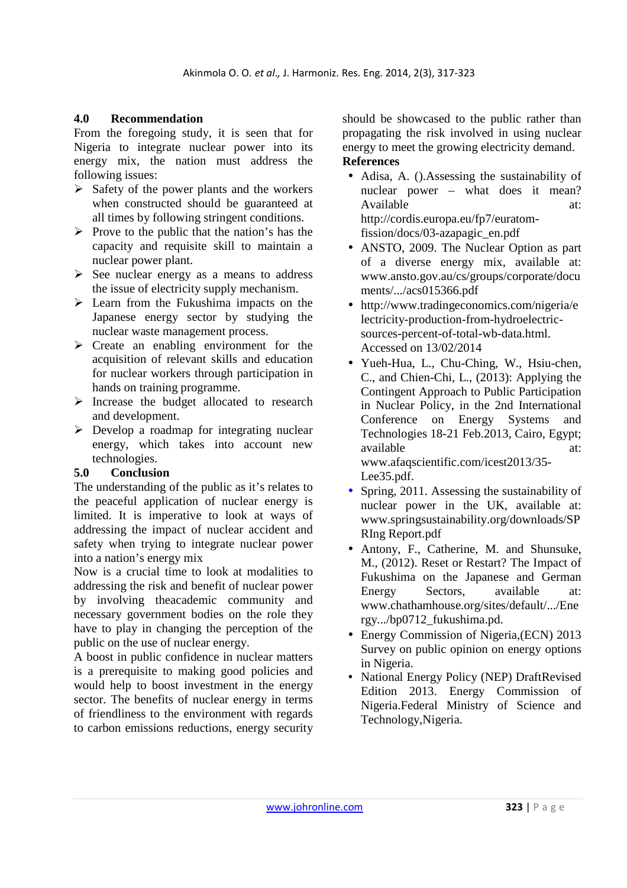## 4.0 Recommendation

From the foregoing study, it is seen that for Nigeria to integrate nuclear power into its energy mix, the nation must address the following issues:

- Safety of the power plants and the workers when constructed should be guaranteed at all times by following stringent conditions.
- Prove to the public that the nation's has the capacity and requisite skill to maintain a nuclear power plant.
- See nuclear energy as a means to address the issue of electricity supply mechanism.
- Learn from the Fukushima impacts on the Japanese energy sector by studying the nuclear waste management process.
- Create an enabling environment for the acquisition of relevant skills and education for nuclear workers through participation in hands on training programme.
- Increase the budget allocated to research and development.
- Develop a roadmap for integrating nuclear energy, which takes into account new technologies.

## 5.0 Conclusion

The understanding of the public as it's relates to the peaceful application of nuclear energy is limited. It is imperative to look at ways of addressing the impact of nuclear accident and safety when trying to integrate nuclear power into a nation's energy mix

Now is a crucial time to look at modalities to addressing the risk and benefit of nuclear power by involving theacademic community and necessary government bodies on the role they have to play in changing the perception of the public on the use of nuclear energy.

A boost in public confidence in nuclear matters is a prerequisite to making good policies and would help to boost investment in the energy sector. The benefits of nuclear energy in terms of friendliness to the environment with regards to carbon emissions reductions, energy security should be showcased to the public rather than propagating the risk involved in using nuclear energy to meet the growing electricity demand.

## References

- Adisa, A. ().Assessing the sustainability of nuclear power – what does it mean? Available at: http://cordis.europa.eu/fp7/euratom-fission/docs/03-azapagic_en.pdf
- ANSTO, 2009. The Nuclear Option as part of a diverse energy mix, available at: www.ansto.gov.au/cs/groups/corporate/documents/.../acs015366.pdf
- http://www.tradingeconomics.com/nigeria/electricity-production-from-hydroelectric-sources-percent-of-total-wb-data.html. Accessed on 13/02/2014
- Yueh-Hua, L., Chu-Ching, W., Hsiu-chen, C., and Chien-Chi, L., (2013): Applying the Contingent Approach to Public Participation in Nuclear Policy, in the 2nd International Conference on Energy Systems and Technologies 18-21 Feb.2013, Cairo, Egypt; available at: www.afaqscientific.com/icest2013/35-Lee35.pdf.
- Spring, 2011. Assessing the sustainability of nuclear power in the UK, available at: www.springsustainability.org/downloads/SPRIng Report.pdf
- Antony, F., Catherine, M. and Shunsuke, M., (2012). Reset or Restart? The Impact of Fukushima on the Japanese and German Energy Sectors, available at: www.chathamhouse.org/sites/default/.../Energy.../bp0712_fukushima.pd.
- Energy Commission of Nigeria,(ECN) 2013 Survey on public opinion on energy options in Nigeria.
- National Energy Policy (NEP) DraftRevised Edition 2013. Energy Commission of Nigeria.Federal Ministry of Science and Technology,Nigeria.